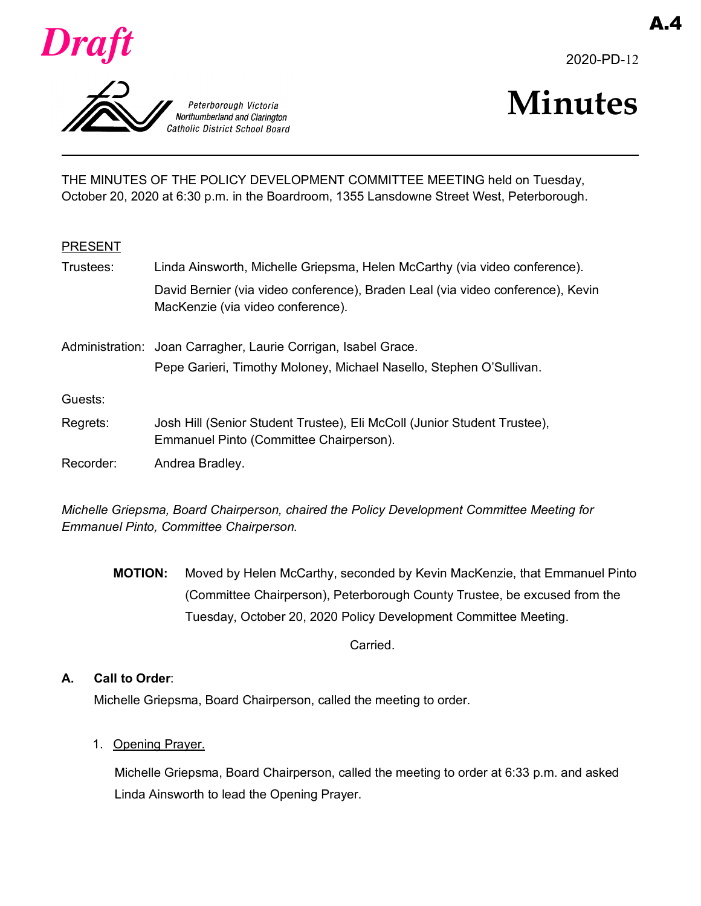*Draft*

**A.4**

2020-PD-12

Peterborough Victoria Northumberland and Clarington Catholic District School Board

# Minutes

THE MINUTES OF THE POLICY DEVELOPMENT COMMITTEE MEETING held on Tuesday, October 20, 2020 at 6:30 p.m. in the Boardroom, 1355 Lansdowne Street West, Peterborough.

PRESENT

| | |
|---|---|
| Trustees: | Linda Ainsworth, Michelle Griepsma, Helen McCarthy (via video conference). David Bernier (via video conference), Braden Leal (via video conference), Kevin MacKenzie (via video conference). |
| Administration: | Joan Carragher, Laurie Corrigan, Isabel Grace. Pepe Garieri, Timothy Moloney, Michael Nasello, Stephen O'Sullivan. |
| Guests: | |
| Regrets: | Josh Hill (Senior Student Trustee), Eli McColl (Junior Student Trustee), Emmanuel Pinto (Committee Chairperson). |
| Recorder: | Andrea Bradley. |

*Michelle Griepsma, Board Chairperson, chaired the Policy Development Committee Meeting for Emmanuel Pinto, Committee Chairperson.*

**MOTION:** Moved by Helen McCarthy, seconded by Kevin MacKenzie, that Emmanuel Pinto (Committee Chairperson), Peterborough County Trustee, be excused from the Tuesday, October 20, 2020 Policy Development Committee Meeting.

Carried.

**A. Call to Order**:

Michelle Griepsma, Board Chairperson, called the meeting to order.

1. Opening Prayer.

Michelle Griepsma, Board Chairperson, called the meeting to order at 6:33 p.m. and asked Linda Ainsworth to lead the Opening Prayer.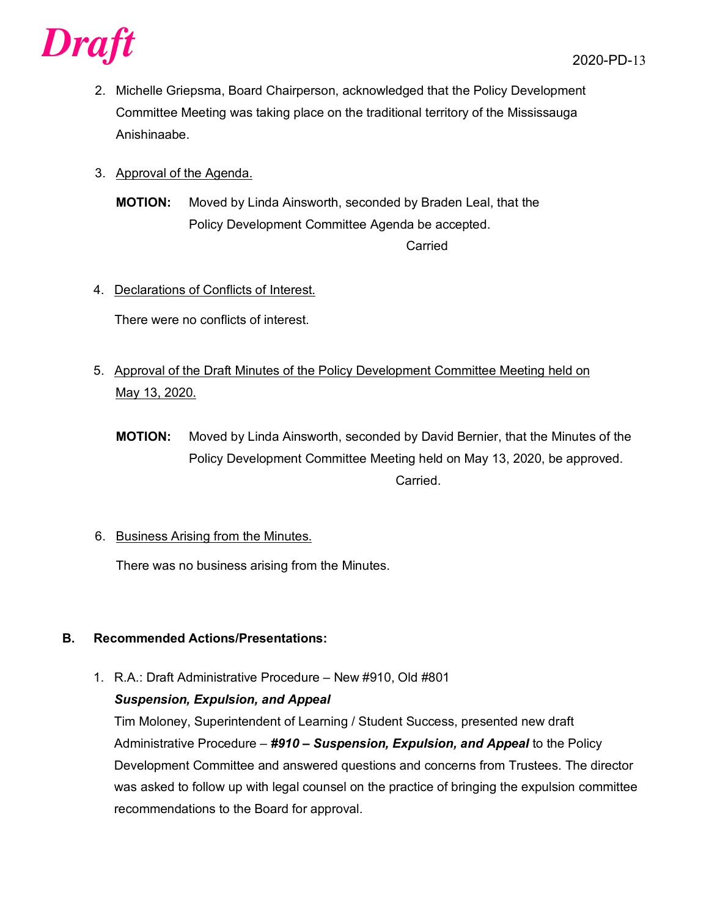2. Michelle Griepsma, Board Chairperson, acknowledged that the Policy Development Committee Meeting was taking place on the traditional territory of the Mississauga Anishinaabe.

3. Approval of the Agenda.

   **MOTION:** Moved by Linda Ainsworth, seconded by Braden Leal, that the Policy Development Committee Agenda be accepted.

   Carried

4. Declarations of Conflicts of Interest.

   There were no conflicts of interest.

5. Approval of the Draft Minutes of the Policy Development Committee Meeting held on May 13, 2020.

   **MOTION:** Moved by Linda Ainsworth, seconded by David Bernier, that the Minutes of the Policy Development Committee Meeting held on May 13, 2020, be approved.

   Carried.

6. Business Arising from the Minutes.

   There was no business arising from the Minutes.

**B. Recommended Actions/Presentations:**

1. R.A.: Draft Administrative Procedure – New #910, Old #801
   ***Suspension, Expulsion, and Appeal***
   Tim Moloney, Superintendent of Learning / Student Success, presented new draft Administrative Procedure – ***#910 – Suspension, Expulsion, and Appeal*** to the Policy Development Committee and answered questions and concerns from Trustees. The director was asked to follow up with legal counsel on the practice of bringing the expulsion committee recommendations to the Board for approval.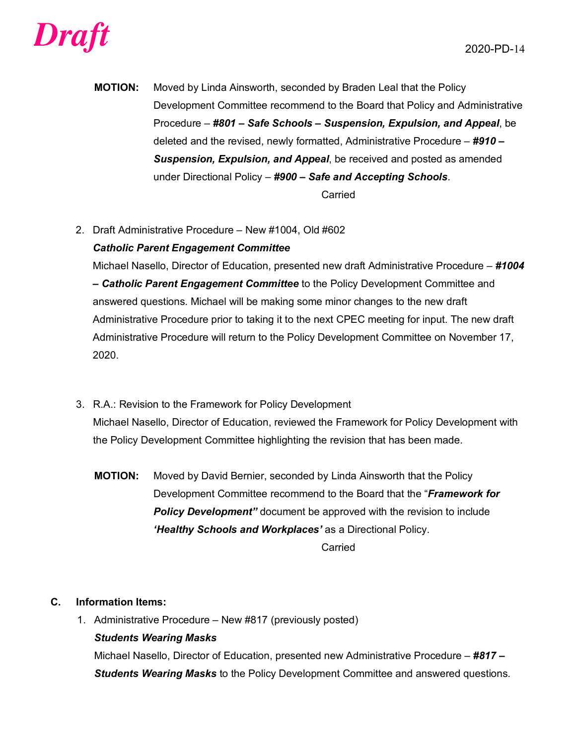**MOTION:** Moved by Linda Ainsworth, seconded by Braden Leal that the Policy Development Committee recommend to the Board that Policy and Administrative Procedure – ***#801 – Safe Schools – Suspension, Expulsion, and Appeal***, be deleted and the revised, newly formatted, Administrative Procedure – ***#910 – Suspension, Expulsion, and Appeal***, be received and posted as amended under Directional Policy – ***#900 – Safe and Accepting Schools***.

Carried

2. Draft Administrative Procedure – New #1004, Old #602

   ***Catholic Parent Engagement Committee***

   Michael Nasello, Director of Education, presented new draft Administrative Procedure – ***#1004 – Catholic Parent Engagement Committee*** to the Policy Development Committee and answered questions. Michael will be making some minor changes to the new draft Administrative Procedure prior to taking it to the next CPEC meeting for input. The new draft Administrative Procedure will return to the Policy Development Committee on November 17, 2020.

3. R.A.: Revision to the Framework for Policy Development

   Michael Nasello, Director of Education, reviewed the Framework for Policy Development with the Policy Development Committee highlighting the revision that has been made.

**MOTION:** Moved by David Bernier, seconded by Linda Ainsworth that the Policy Development Committee recommend to the Board that the "***Framework for Policy Development"*** document be approved with the revision to include ***'Healthy Schools and Workplaces'*** as a Directional Policy.

Carried

**C. Information Items:**

1. Administrative Procedure – New #817 (previously posted)

   ***Students Wearing Masks***

   Michael Nasello, Director of Education, presented new Administrative Procedure – ***#817 – Students Wearing Masks*** to the Policy Development Committee and answered questions.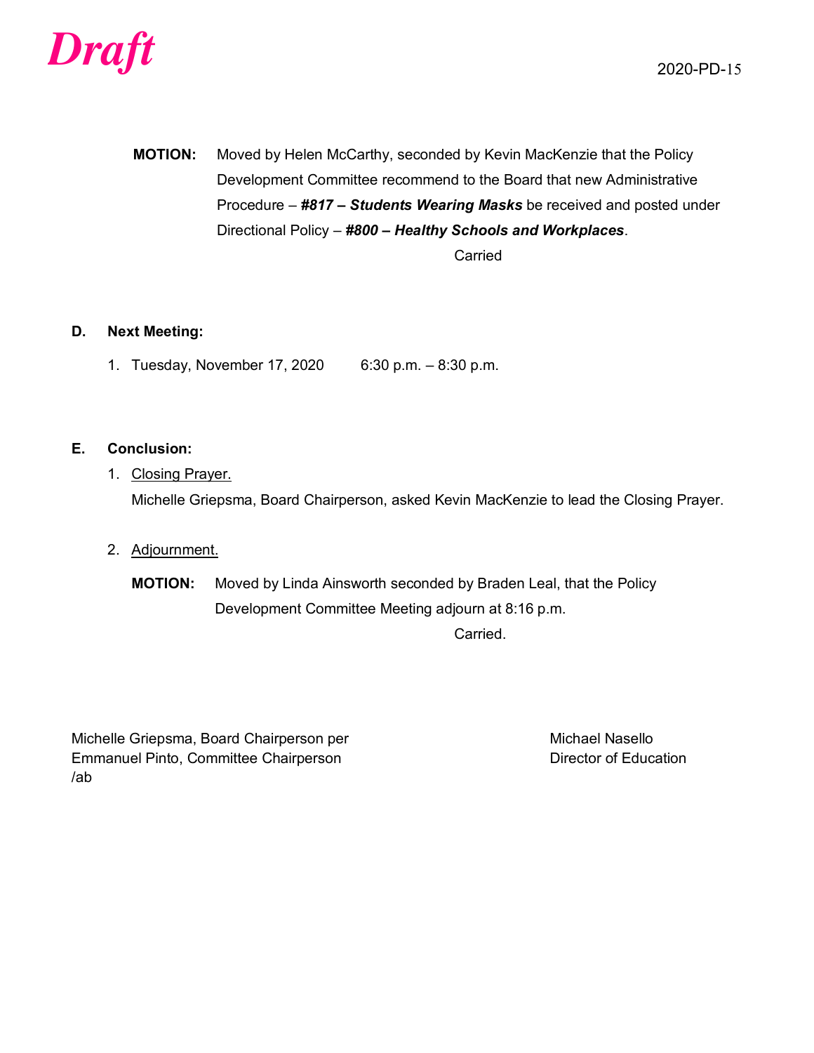*Draft*

2020-PD-15

**MOTION:** Moved by Helen McCarthy, seconded by Kevin MacKenzie that the Policy Development Committee recommend to the Board that new Administrative Procedure – ***#817 – Students Wearing Masks*** be received and posted under Directional Policy – ***#800 – Healthy Schools and Workplaces***.

Carried

**D. Next Meeting:**

1. Tuesday, November 17, 2020 6:30 p.m. – 8:30 p.m.

**E. Conclusion:**

1. Closing Prayer.

   Michelle Griepsma, Board Chairperson, asked Kevin MacKenzie to lead the Closing Prayer.

2. Adjournment.

   **MOTION:** Moved by Linda Ainsworth seconded by Braden Leal, that the Policy Development Committee Meeting adjourn at 8:16 p.m.

   Carried.

Michelle Griepsma, Board Chairperson per
Emmanuel Pinto, Committee Chairperson
/ab

Michael Nasello
Director of Education